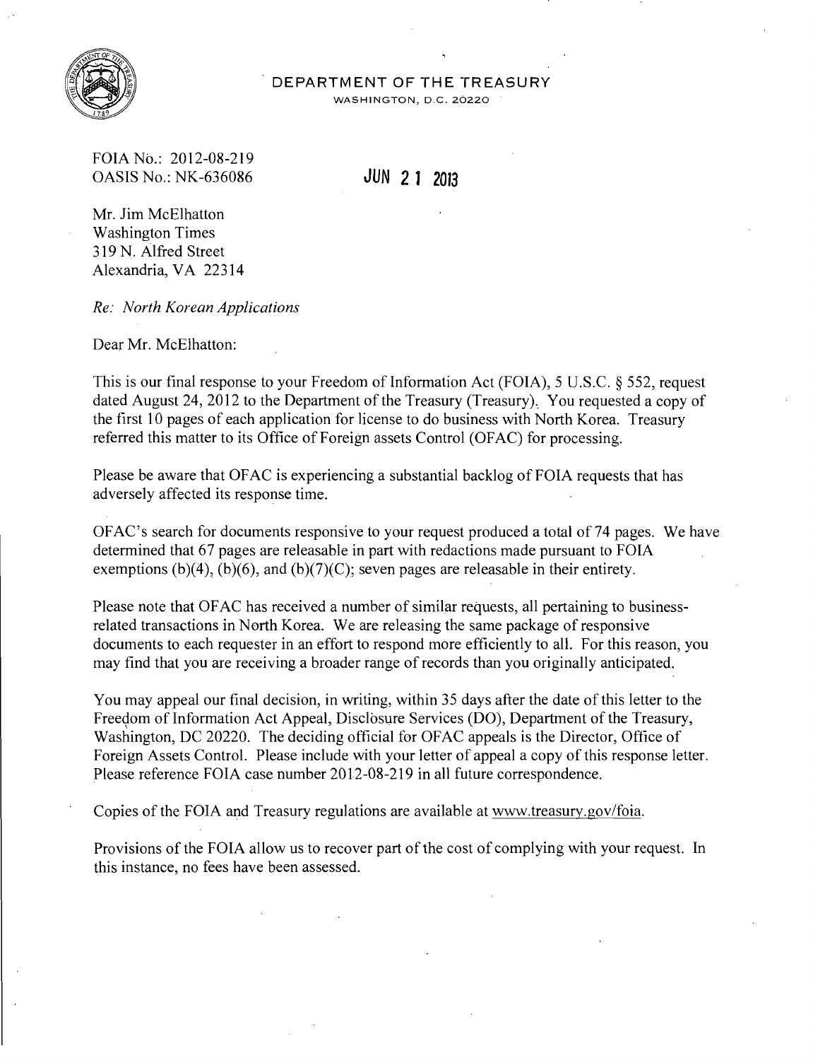DEPARTMENT OF THE TREASURY

WASHINGTON, D.C. 20220

FOIA No.: 2012-08-219
OASIS No.: NK-636086

JUN 21 2013

Mr. Jim McElhatton
Washington Times
319 N. Alfred Street
Alexandria, VA 22314

*Re: North Korean Applications*

Dear Mr. McElhatton:

This is our final response to your Freedom of Information Act (FOIA), 5 U.S.C. § 552, request dated August 24, 2012 to the Department of the Treasury (Treasury). You requested a copy of the first 10 pages of each application for license to do business with North Korea. Treasury referred this matter to its Office of Foreign assets Control (OFAC) for processing.

Please be aware that OFAC is experiencing a substantial backlog of FOIA requests that has adversely affected its response time.

OFAC's search for documents responsive to your request produced a total of 74 pages. We have determined that 67 pages are releasable in part with redactions made pursuant to FOIA exemptions (b)(4), (b)(6), and (b)(7)(C); seven pages are releasable in their entirety.

Please note that OFAC has received a number of similar requests, all pertaining to business-related transactions in North Korea. We are releasing the same package of responsive documents to each requester in an effort to respond more efficiently to all. For this reason, you may find that you are receiving a broader range of records than you originally anticipated.

You may appeal our final decision, in writing, within 35 days after the date of this letter to the Freedom of Information Act Appeal, Disclosure Services (DO), Department of the Treasury, Washington, DC 20220. The deciding official for OFAC appeals is the Director, Office of Foreign Assets Control. Please include with your letter of appeal a copy of this response letter. Please reference FOIA case number 2012-08-219 in all future correspondence.

Copies of the FOIA and Treasury regulations are available at www.treasury.gov/foia.

Provisions of the FOIA allow us to recover part of the cost of complying with your request. In this instance, no fees have been assessed.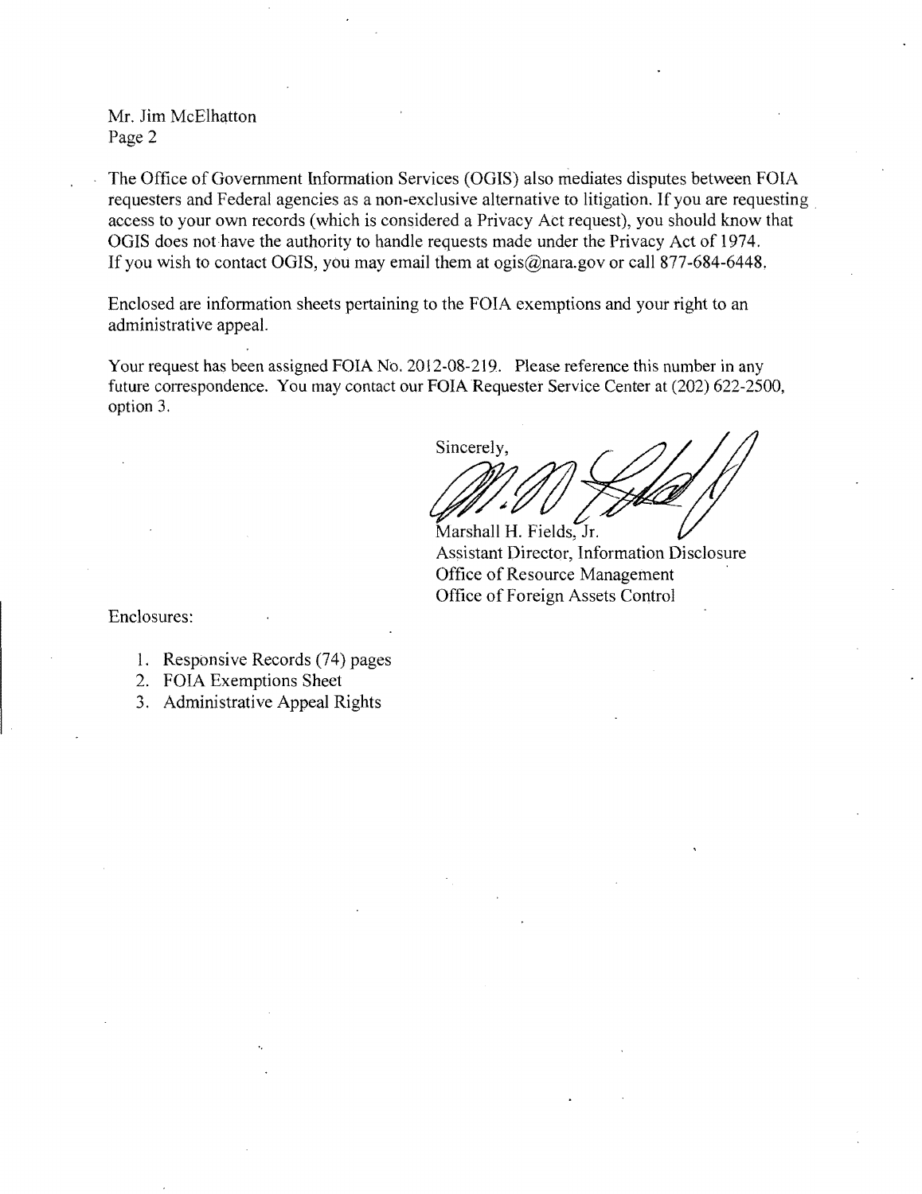Mr. Jim McElhatton
Page 2

The Office of Government Information Services (OGIS) also mediates disputes between FOIA requesters and Federal agencies as a non-exclusive alternative to litigation. If you are requesting access to your own records (which is considered a Privacy Act request), you should know that OGIS does not have the authority to handle requests made under the Privacy Act of 1974. If you wish to contact OGIS, you may email them at ogis@nara.gov or call 877-684-6448.

Enclosed are information sheets pertaining to the FOIA exemptions and your right to an administrative appeal.

Your request has been assigned FOIA No. 2012-08-219. Please reference this number in any future correspondence. You may contact our FOIA Requester Service Center at (202) 622-2500, option 3.

Sincerely,

Marshall H. Fields, Jr.
Assistant Director, Information Disclosure
Office of Resource Management
Office of Foreign Assets Control

Enclosures:

1. Responsive Records (74) pages
2. FOIA Exemptions Sheet
3. Administrative Appeal Rights